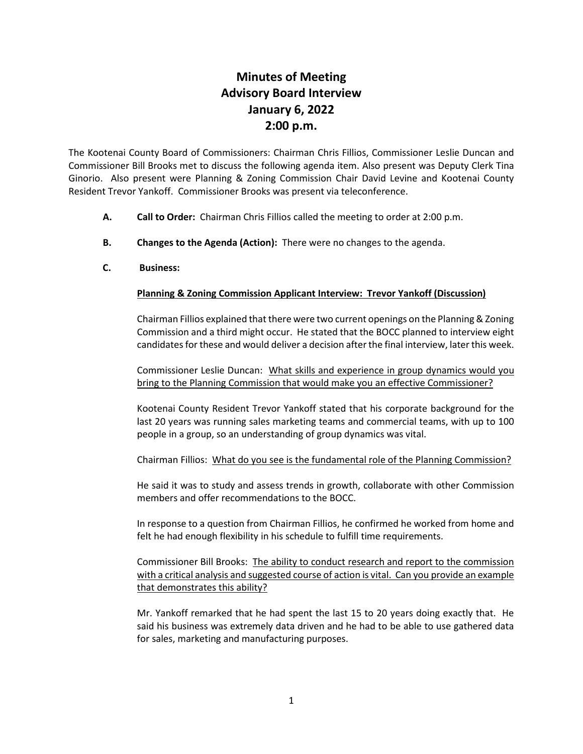# Minutes of Meeting
# Advisory Board Interview
# January 6, 2022
# 2:00 p.m.

The Kootenai County Board of Commissioners: Chairman Chris Fillios, Commissioner Leslie Duncan and Commissioner Bill Brooks met to discuss the following agenda item. Also present was Deputy Clerk Tina Ginorio. Also present were Planning & Zoning Commission Chair David Levine and Kootenai County Resident Trevor Yankoff. Commissioner Brooks was present via teleconference.

**A. Call to Order:** Chairman Chris Fillios called the meeting to order at 2:00 p.m.

**B. Changes to the Agenda (Action):** There were no changes to the agenda.

**C. Business:**

<u>**Planning & Zoning Commission Applicant Interview: Trevor Yankoff (Discussion)**</u>

Chairman Fillios explained that there were two current openings on the Planning & Zoning Commission and a third might occur. He stated that the BOCC planned to interview eight candidates for these and would deliver a decision after the final interview, later this week.

Commissioner Leslie Duncan: <u>What skills and experience in group dynamics would you bring to the Planning Commission that would make you an effective Commissioner?</u>

Kootenai County Resident Trevor Yankoff stated that his corporate background for the last 20 years was running sales marketing teams and commercial teams, with up to 100 people in a group, so an understanding of group dynamics was vital.

Chairman Fillios: <u>What do you see is the fundamental role of the Planning Commission?</u>

He said it was to study and assess trends in growth, collaborate with other Commission members and offer recommendations to the BOCC.

In response to a question from Chairman Fillios, he confirmed he worked from home and felt he had enough flexibility in his schedule to fulfill time requirements.

Commissioner Bill Brooks: <u>The ability to conduct research and report to the commission with a critical analysis and suggested course of action is vital. Can you provide an example that demonstrates this ability?</u>

Mr. Yankoff remarked that he had spent the last 15 to 20 years doing exactly that. He said his business was extremely data driven and he had to be able to use gathered data for sales, marketing and manufacturing purposes.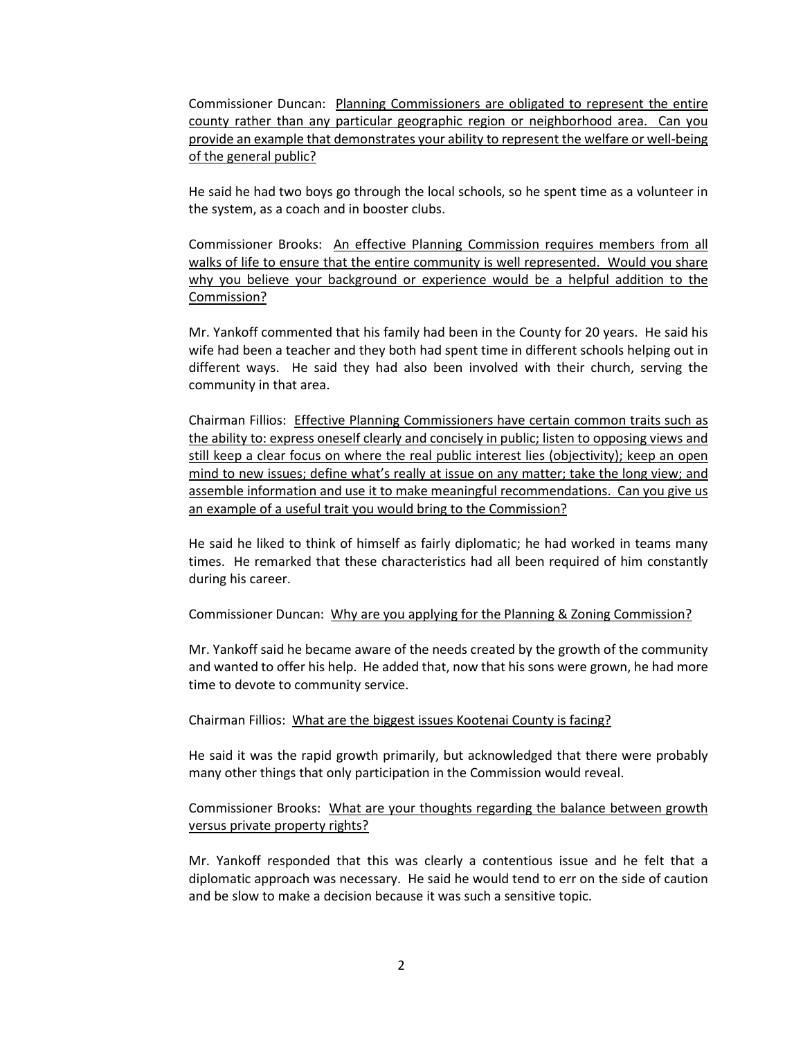Commissioner Duncan: <u>Planning Commissioners are obligated to represent the entire county rather than any particular geographic region or neighborhood area. Can you provide an example that demonstrates your ability to represent the welfare or well-being of the general public?</u>

He said he had two boys go through the local schools, so he spent time as a volunteer in the system, as a coach and in booster clubs.

Commissioner Brooks: <u>An effective Planning Commission requires members from all walks of life to ensure that the entire community is well represented. Would you share why you believe your background or experience would be a helpful addition to the Commission?</u>

Mr. Yankoff commented that his family had been in the County for 20 years. He said his wife had been a teacher and they both had spent time in different schools helping out in different ways. He said they had also been involved with their church, serving the community in that area.

Chairman Fillios: <u>Effective Planning Commissioners have certain common traits such as the ability to: express oneself clearly and concisely in public; listen to opposing views and still keep a clear focus on where the real public interest lies (objectivity); keep an open mind to new issues; define what's really at issue on any matter; take the long view; and assemble information and use it to make meaningful recommendations. Can you give us an example of a useful trait you would bring to the Commission?</u>

He said he liked to think of himself as fairly diplomatic; he had worked in teams many times. He remarked that these characteristics had all been required of him constantly during his career.

Commissioner Duncan: <u>Why are you applying for the Planning & Zoning Commission?</u>

Mr. Yankoff said he became aware of the needs created by the growth of the community and wanted to offer his help. He added that, now that his sons were grown, he had more time to devote to community service.

Chairman Fillios: <u>What are the biggest issues Kootenai County is facing?</u>

He said it was the rapid growth primarily, but acknowledged that there were probably many other things that only participation in the Commission would reveal.

Commissioner Brooks: <u>What are your thoughts regarding the balance between growth versus private property rights?</u>

Mr. Yankoff responded that this was clearly a contentious issue and he felt that a diplomatic approach was necessary. He said he would tend to err on the side of caution and be slow to make a decision because it was such a sensitive topic.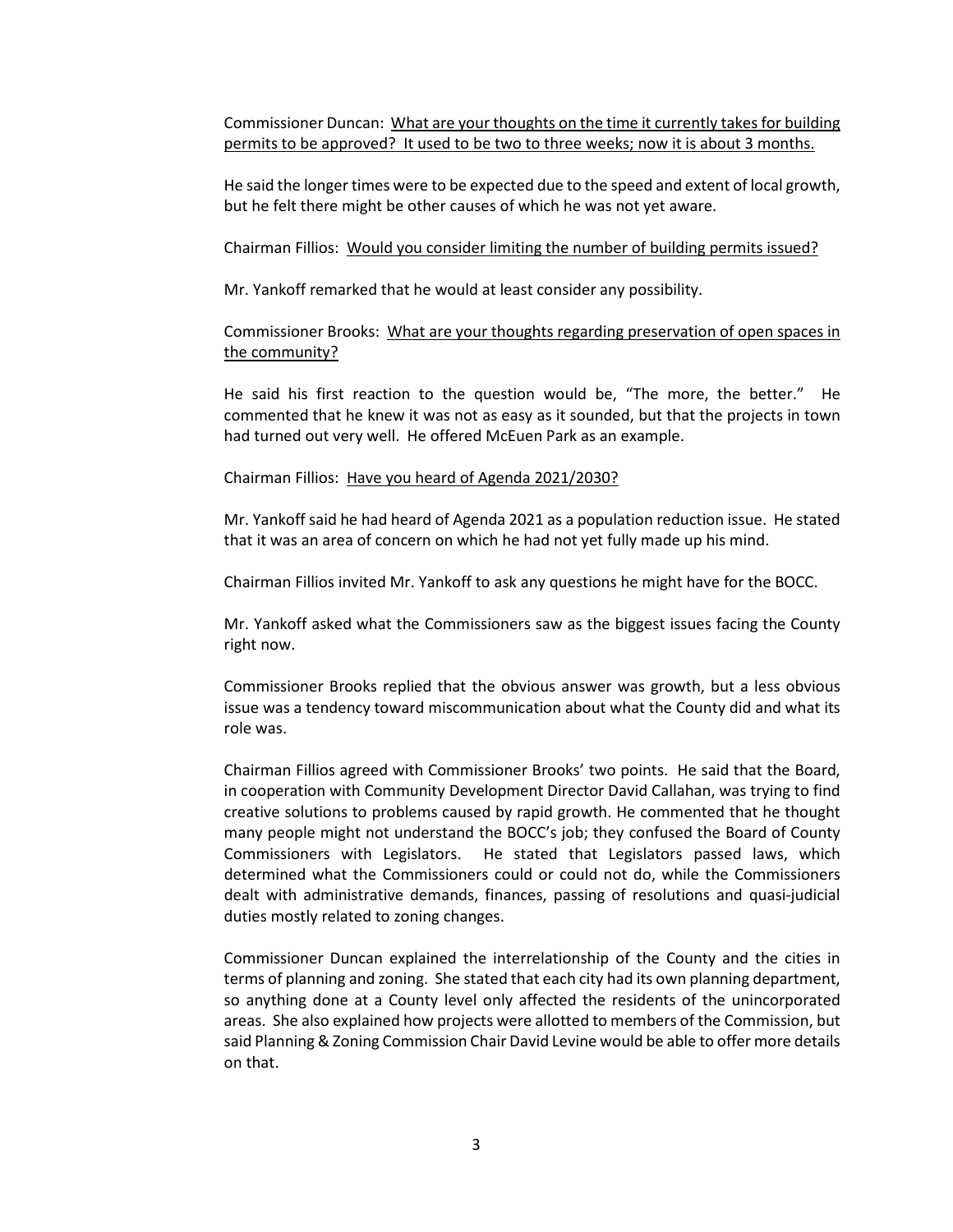Commissioner Duncan: <u>What are your thoughts on the time it currently takes for building permits to be approved? It used to be two to three weeks; now it is about 3 months.</u>

He said the longer times were to be expected due to the speed and extent of local growth, but he felt there might be other causes of which he was not yet aware.

Chairman Fillios: <u>Would you consider limiting the number of building permits issued?</u>

Mr. Yankoff remarked that he would at least consider any possibility.

Commissioner Brooks: <u>What are your thoughts regarding preservation of open spaces in the community?</u>

He said his first reaction to the question would be, "The more, the better." He commented that he knew it was not as easy as it sounded, but that the projects in town had turned out very well. He offered McEuen Park as an example.

Chairman Fillios: <u>Have you heard of Agenda 2021/2030?</u>

Mr. Yankoff said he had heard of Agenda 2021 as a population reduction issue. He stated that it was an area of concern on which he had not yet fully made up his mind.

Chairman Fillios invited Mr. Yankoff to ask any questions he might have for the BOCC.

Mr. Yankoff asked what the Commissioners saw as the biggest issues facing the County right now.

Commissioner Brooks replied that the obvious answer was growth, but a less obvious issue was a tendency toward miscommunication about what the County did and what its role was.

Chairman Fillios agreed with Commissioner Brooks' two points. He said that the Board, in cooperation with Community Development Director David Callahan, was trying to find creative solutions to problems caused by rapid growth. He commented that he thought many people might not understand the BOCC's job; they confused the Board of County Commissioners with Legislators. He stated that Legislators passed laws, which determined what the Commissioners could or could not do, while the Commissioners dealt with administrative demands, finances, passing of resolutions and quasi-judicial duties mostly related to zoning changes.

Commissioner Duncan explained the interrelationship of the County and the cities in terms of planning and zoning. She stated that each city had its own planning department, so anything done at a County level only affected the residents of the unincorporated areas. She also explained how projects were allotted to members of the Commission, but said Planning & Zoning Commission Chair David Levine would be able to offer more details on that.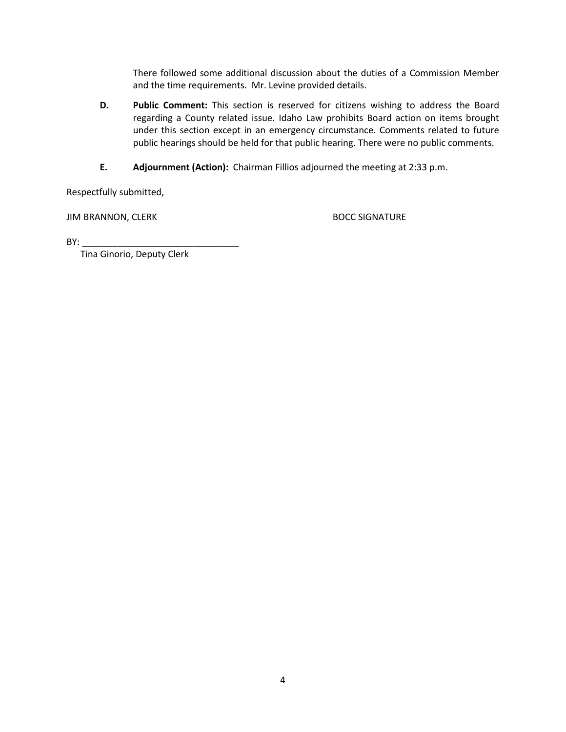There followed some additional discussion about the duties of a Commission Member and the time requirements. Mr. Levine provided details.

**D. Public Comment:** This section is reserved for citizens wishing to address the Board regarding a County related issue. Idaho Law prohibits Board action on items brought under this section except in an emergency circumstance. Comments related to future public hearings should be held for that public hearing. There were no public comments.

**E. Adjournment (Action):** Chairman Fillios adjourned the meeting at 2:33 p.m.

Respectfully submitted,

JIM BRANNON, CLERK                                                  BOCC SIGNATURE

BY: _______________________________
Tina Ginorio, Deputy Clerk